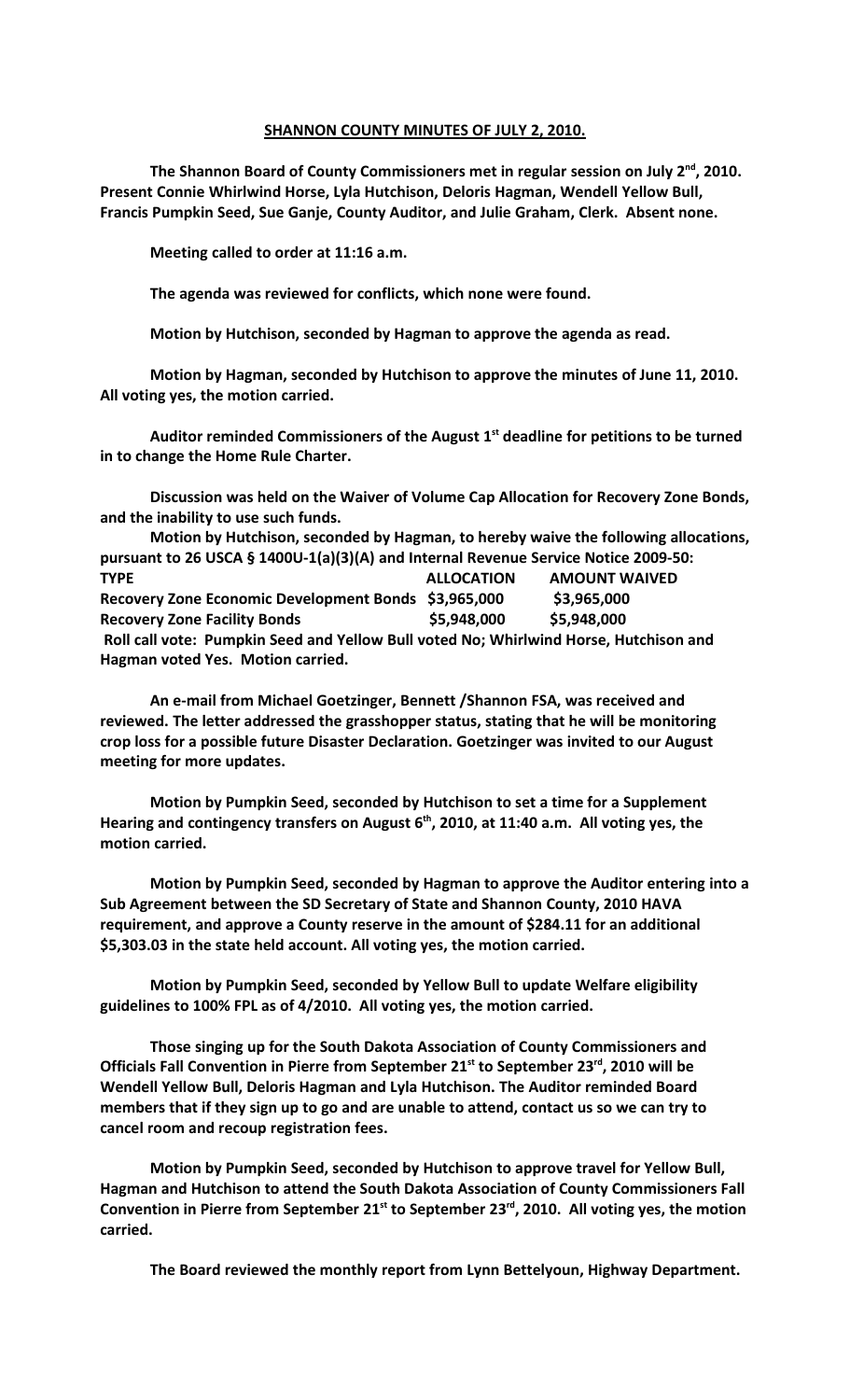# SHANNON COUNTY MINUTES OF JULY 2, 2010.

**The Shannon Board of County Commissioners met in regular session on July 2nd, 2010. Present Connie Whirlwind Horse, Lyla Hutchison, Deloris Hagman, Wendell Yellow Bull, Francis Pumpkin Seed, Sue Ganje, County Auditor, and Julie Graham, Clerk. Absent none.**

**Meeting called to order at 11:16 a.m.**

**The agenda was reviewed for conflicts, which none were found.**

**Motion by Hutchison, seconded by Hagman to approve the agenda as read.**

**Motion by Hagman, seconded by Hutchison to approve the minutes of June 11, 2010. All voting yes, the motion carried.**

**Auditor reminded Commissioners of the August 1st deadline for petitions to be turned in to change the Home Rule Charter.**

**Discussion was held on the Waiver of Volume Cap Allocation for Recovery Zone Bonds, and the inability to use such funds.**

**Motion by Hutchison, seconded by Hagman, to hereby waive the following allocations, pursuant to 26 USCA § 1400U-1(a)(3)(A) and Internal Revenue Service Notice 2009-50:**

| TYPE | ALLOCATION | AMOUNT WAIVED |
|---|---|---|
| Recovery Zone Economic Development Bonds | $3,965,000 | $3,965,000 |
| Recovery Zone Facility Bonds | $5,948,000 | $5,948,000 |

**Roll call vote: Pumpkin Seed and Yellow Bull voted No; Whirlwind Horse, Hutchison and Hagman voted Yes. Motion carried.**

**An e-mail from Michael Goetzinger, Bennett /Shannon FSA, was received and reviewed. The letter addressed the grasshopper status, stating that he will be monitoring crop loss for a possible future Disaster Declaration. Goetzinger was invited to our August meeting for more updates.**

**Motion by Pumpkin Seed, seconded by Hutchison to set a time for a Supplement Hearing and contingency transfers on August 6th, 2010, at 11:40 a.m. All voting yes, the motion carried.**

**Motion by Pumpkin Seed, seconded by Hagman to approve the Auditor entering into a Sub Agreement between the SD Secretary of State and Shannon County, 2010 HAVA requirement, and approve a County reserve in the amount of $284.11 for an additional $5,303.03 in the state held account. All voting yes, the motion carried.**

**Motion by Pumpkin Seed, seconded by Yellow Bull to update Welfare eligibility guidelines to 100% FPL as of 4/2010. All voting yes, the motion carried.**

**Those singing up for the South Dakota Association of County Commissioners and Officials Fall Convention in Pierre from September 21st to September 23rd, 2010 will be Wendell Yellow Bull, Deloris Hagman and Lyla Hutchison. The Auditor reminded Board members that if they sign up to go and are unable to attend, contact us so we can try to cancel room and recoup registration fees.**

**Motion by Pumpkin Seed, seconded by Hutchison to approve travel for Yellow Bull, Hagman and Hutchison to attend the South Dakota Association of County Commissioners Fall Convention in Pierre from September 21st to September 23rd, 2010. All voting yes, the motion carried.**

**The Board reviewed the monthly report from Lynn Bettelyoun, Highway Department.**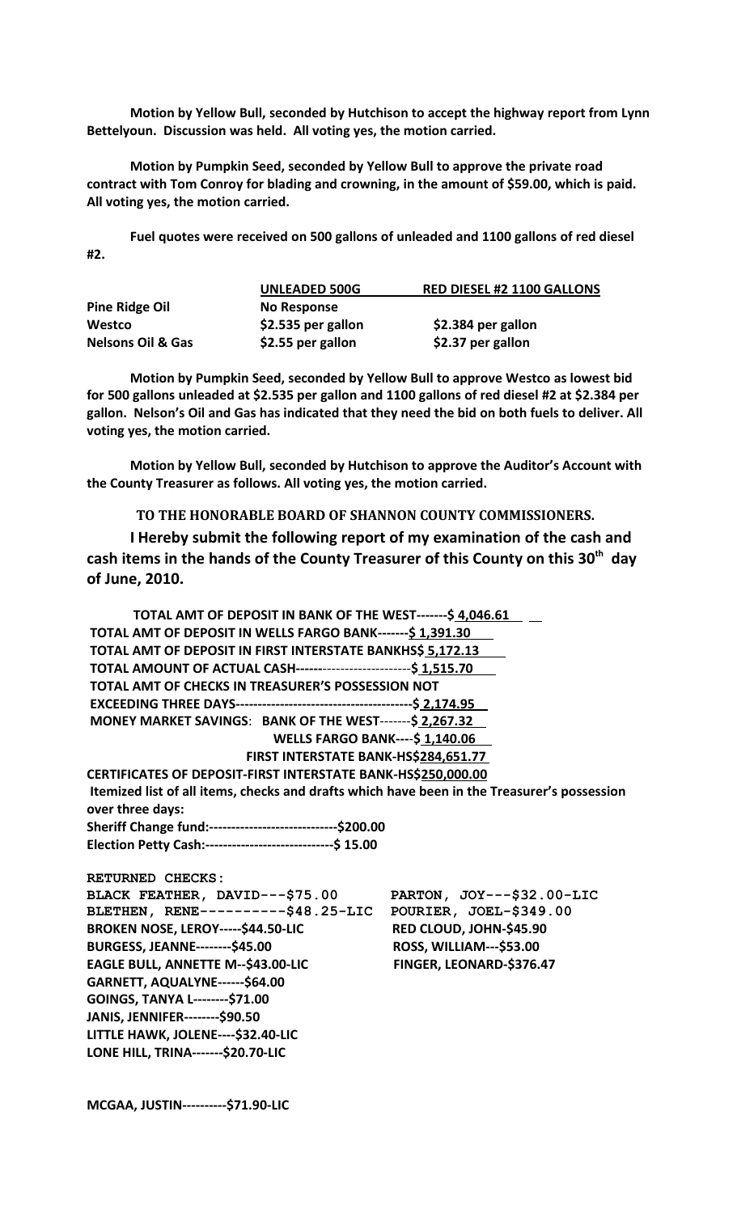**Motion by Yellow Bull, seconded by Hutchison to accept the highway report from Lynn Bettelyoun. Discussion was held. All voting yes, the motion carried.**

**Motion by Pumpkin Seed, seconded by Yellow Bull to approve the private road contract with Tom Conroy for blading and crowning, in the amount of $59.00, which is paid. All voting yes, the motion carried.**

**Fuel quotes were received on 500 gallons of unleaded and 1100 gallons of red diesel #2.**

| | UNLEADED 500G | RED DIESEL #2 1100 GALLONS |
|---|---|---|
| **Pine Ridge Oil** | **No Response** | |
| **Westco** | **$2.535 per gallon** | **$2.384 per gallon** |
| **Nelsons Oil & Gas** | **$2.55 per gallon** | **$2.37 per gallon** |

**Motion by Pumpkin Seed, seconded by Yellow Bull to approve Westco as lowest bid for 500 gallons unleaded at $2.535 per gallon and 1100 gallons of red diesel #2 at $2.384 per gallon. Nelson's Oil and Gas has indicated that they need the bid on both fuels to deliver. All voting yes, the motion carried.**

**Motion by Yellow Bull, seconded by Hutchison to approve the Auditor's Account with the County Treasurer as follows. All voting yes, the motion carried.**

**TO THE HONORABLE BOARD OF SHANNON COUNTY COMMISSIONERS.**

**I Hereby submit the following report of my examination of the cash and cash items in the hands of the County Treasurer of this County on this 30th day of June, 2010.**

**TOTAL AMT OF DEPOSIT IN BANK OF THE WEST-------$ 4,046.61**
**TOTAL AMT OF DEPOSIT IN WELLS FARGO BANK-------$ 1,391.30**
**TOTAL AMT OF DEPOSIT IN FIRST INTERSTATE BANKHS$ 5,172.13**
**TOTAL AMOUNT OF ACTUAL CASH---------------------------$ 1,515.70**
**TOTAL AMT OF CHECKS IN TREASURER'S POSSESSION NOT EXCEEDING THREE DAYS-----------------------------------------$ 2,174.95**
**MONEY MARKET SAVINGS: BANK OF THE WEST-------$ 2,267.32**
**WELLS FARGO BANK----$ 1,140.06**
**FIRST INTERSTATE BANK-HS$284,651.77**
**CERTIFICATES OF DEPOSIT-FIRST INTERSTATE BANK-HS$250,000.00**
**Itemized list of all items, checks and drafts which have been in the Treasurer's possession over three days:**
**Sheriff Change fund:-----------------------------$200.00**
**Election Petty Cash:-----------------------------$ 15.00**

**RETURNED CHECKS:**
**BLACK FEATHER, DAVID---$75.00**
**BLETHEN, RENE----------$48.25-LIC**
**BROKEN NOSE, LEROY-----$44.50-LIC**
**BURGESS, JEANNE--------$45.00**
**EAGLE BULL, ANNETTE M--$43.00-LIC**
**GARNETT, AQUALYNE------$64.00**
**GOINGS, TANYA L--------$71.00**
**JANIS, JENNIFER--------$90.50**
**LITTLE HAWK, JOLENE----$32.40-LIC**
**LONE HILL, TRINA-------$20.70-LIC**
**PARTON, JOY---$32.00-LIC**
**POURIER, JOEL-$349.00**
**RED CLOUD, JOHN-$45.90**
**ROSS, WILLIAM---$53.00**
**FINGER, LEONARD-$376.47**

**MCGAA, JUSTIN----------$71.90-LIC**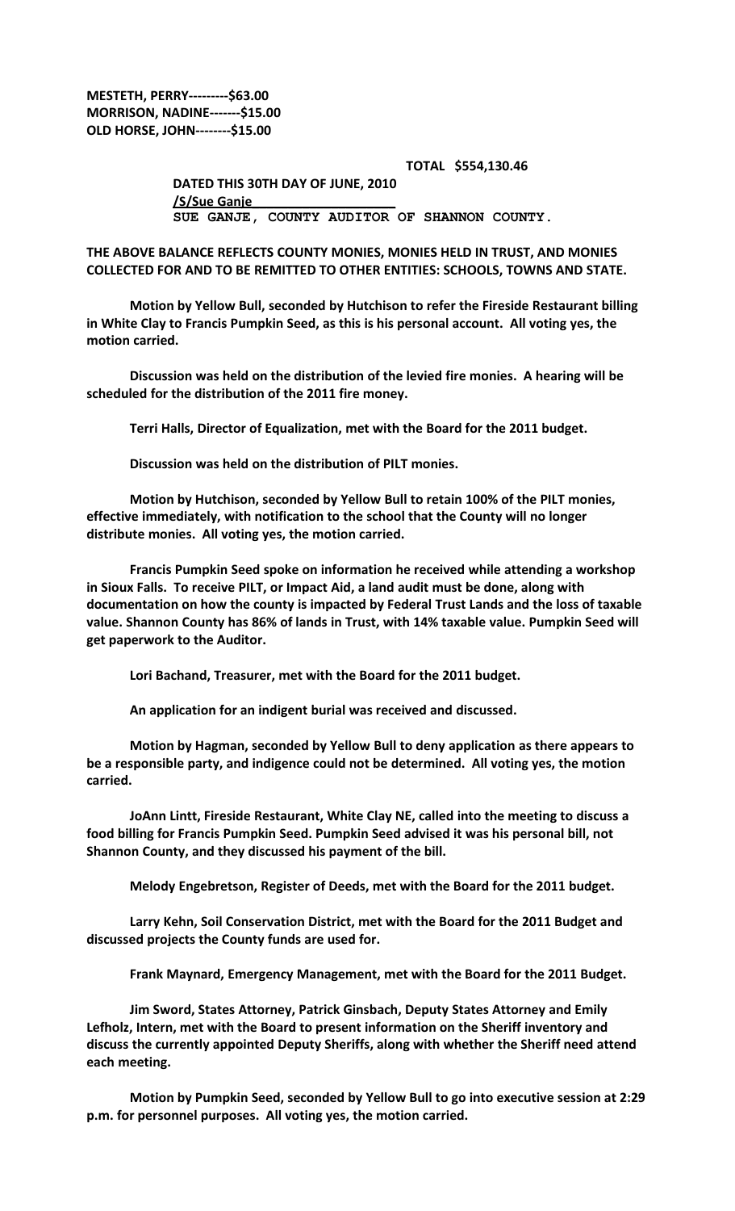**MESTETH, PERRY---------$63.00**
**MORRISON, NADINE-------$15.00**
**OLD HORSE, JOHN--------$15.00**

**TOTAL $554,130.46**

**DATED THIS 30TH DAY OF JUNE, 2010**
**/S/Sue Ganje**
**SUE GANJE, COUNTY AUDITOR OF SHANNON COUNTY.**

**THE ABOVE BALANCE REFLECTS COUNTY MONIES, MONIES HELD IN TRUST, AND MONIES COLLECTED FOR AND TO BE REMITTED TO OTHER ENTITIES: SCHOOLS, TOWNS AND STATE.**

**Motion by Yellow Bull, seconded by Hutchison to refer the Fireside Restaurant billing in White Clay to Francis Pumpkin Seed, as this is his personal account. All voting yes, the motion carried.**

**Discussion was held on the distribution of the levied fire monies. A hearing will be scheduled for the distribution of the 2011 fire money.**

**Terri Halls, Director of Equalization, met with the Board for the 2011 budget.**

**Discussion was held on the distribution of PILT monies.**

**Motion by Hutchison, seconded by Yellow Bull to retain 100% of the PILT monies, effective immediately, with notification to the school that the County will no longer distribute monies. All voting yes, the motion carried.**

**Francis Pumpkin Seed spoke on information he received while attending a workshop in Sioux Falls. To receive PILT, or Impact Aid, a land audit must be done, along with documentation on how the county is impacted by Federal Trust Lands and the loss of taxable value. Shannon County has 86% of lands in Trust, with 14% taxable value. Pumpkin Seed will get paperwork to the Auditor.**

**Lori Bachand, Treasurer, met with the Board for the 2011 budget.**

**An application for an indigent burial was received and discussed.**

**Motion by Hagman, seconded by Yellow Bull to deny application as there appears to be a responsible party, and indigence could not be determined. All voting yes, the motion carried.**

**JoAnn Lintt, Fireside Restaurant, White Clay NE, called into the meeting to discuss a food billing for Francis Pumpkin Seed. Pumpkin Seed advised it was his personal bill, not Shannon County, and they discussed his payment of the bill.**

**Melody Engebretson, Register of Deeds, met with the Board for the 2011 budget.**

**Larry Kehn, Soil Conservation District, met with the Board for the 2011 Budget and discussed projects the County funds are used for.**

**Frank Maynard, Emergency Management, met with the Board for the 2011 Budget.**

**Jim Sword, States Attorney, Patrick Ginsbach, Deputy States Attorney and Emily Lefholz, Intern, met with the Board to present information on the Sheriff inventory and discuss the currently appointed Deputy Sheriffs, along with whether the Sheriff need attend each meeting.**

**Motion by Pumpkin Seed, seconded by Yellow Bull to go into executive session at 2:29 p.m. for personnel purposes. All voting yes, the motion carried.**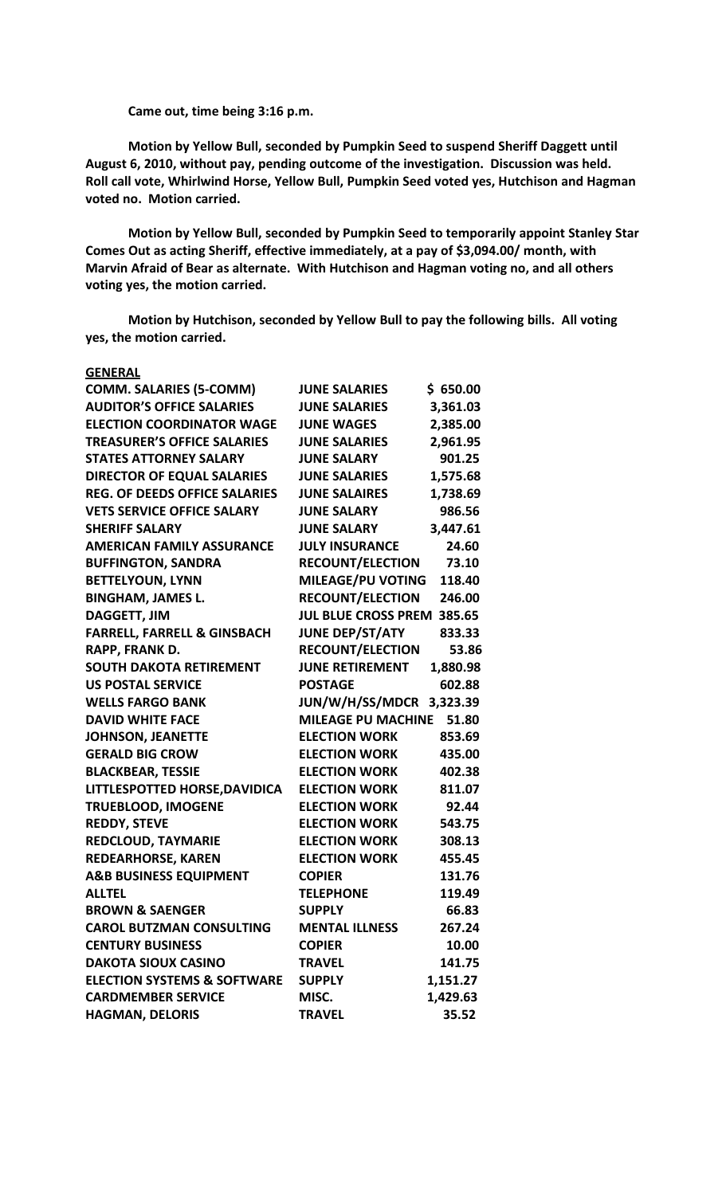**Came out, time being 3:16 p.m.**

**Motion by Yellow Bull, seconded by Pumpkin Seed to suspend Sheriff Daggett until August 6, 2010, without pay, pending outcome of the investigation. Discussion was held. Roll call vote, Whirlwind Horse, Yellow Bull, Pumpkin Seed voted yes, Hutchison and Hagman voted no. Motion carried.**

**Motion by Yellow Bull, seconded by Pumpkin Seed to temporarily appoint Stanley Star Comes Out as acting Sheriff, effective immediately, at a pay of $3,094.00/ month, with Marvin Afraid of Bear as alternate. With Hutchison and Hagman voting no, and all others voting yes, the motion carried.**

**Motion by Hutchison, seconded by Yellow Bull to pay the following bills. All voting yes, the motion carried.**

**GENERAL**

| | | |
|---|---|---|
| **COMM. SALARIES (5-COMM)** | **JUNE SALARIES** | **$ 650.00** |
| **AUDITOR'S OFFICE SALARIES** | **JUNE SALARIES** | **3,361.03** |
| **ELECTION COORDINATOR WAGE** | **JUNE WAGES** | **2,385.00** |
| **TREASURER'S OFFICE SALARIES** | **JUNE SALARIES** | **2,961.95** |
| **STATES ATTORNEY SALARY** | **JUNE SALARY** | **901.25** |
| **DIRECTOR OF EQUAL SALARIES** | **JUNE SALARIES** | **1,575.68** |
| **REG. OF DEEDS OFFICE SALARIES** | **JUNE SALAIRES** | **1,738.69** |
| **VETS SERVICE OFFICE SALARY** | **JUNE SALARY** | **986.56** |
| **SHERIFF SALARY** | **JUNE SALARY** | **3,447.61** |
| **AMERICAN FAMILY ASSURANCE** | **JULY INSURANCE** | **24.60** |
| **BUFFINGTON, SANDRA** | **RECOUNT/ELECTION** | **73.10** |
| **BETTELYOUN, LYNN** | **MILEAGE/PU VOTING** | **118.40** |
| **BINGHAM, JAMES L.** | **RECOUNT/ELECTION** | **246.00** |
| **DAGGETT, JIM** | **JUL BLUE CROSS PREM** | **385.65** |
| **FARRELL, FARRELL & GINSBACH** | **JUNE DEP/ST/ATY** | **833.33** |
| **RAPP, FRANK D.** | **RECOUNT/ELECTION** | **53.86** |
| **SOUTH DAKOTA RETIREMENT** | **JUNE RETIREMENT** | **1,880.98** |
| **US POSTAL SERVICE** | **POSTAGE** | **602.88** |
| **WELLS FARGO BANK** | **JUN/W/H/SS/MDCR** | **3,323.39** |
| **DAVID WHITE FACE** | **MILEAGE PU MACHINE** | **51.80** |
| **JOHNSON, JEANETTE** | **ELECTION WORK** | **853.69** |
| **GERALD BIG CROW** | **ELECTION WORK** | **435.00** |
| **BLACKBEAR, TESSIE** | **ELECTION WORK** | **402.38** |
| **LITTLESPOTTED HORSE,DAVIDICA** | **ELECTION WORK** | **811.07** |
| **TRUEBLOOD, IMOGENE** | **ELECTION WORK** | **92.44** |
| **REDDY, STEVE** | **ELECTION WORK** | **543.75** |
| **REDCLOUD, TAYMARIE** | **ELECTION WORK** | **308.13** |
| **REDEARHORSE, KAREN** | **ELECTION WORK** | **455.45** |
| **A&B BUSINESS EQUIPMENT** | **COPIER** | **131.76** |
| **ALLTEL** | **TELEPHONE** | **119.49** |
| **BROWN & SAENGER** | **SUPPLY** | **66.83** |
| **CAROL BUTZMAN CONSULTING** | **MENTAL ILLNESS** | **267.24** |
| **CENTURY BUSINESS** | **COPIER** | **10.00** |
| **DAKOTA SIOUX CASINO** | **TRAVEL** | **141.75** |
| **ELECTION SYSTEMS & SOFTWARE** | **SUPPLY** | **1,151.27** |
| **CARDMEMBER SERVICE** | **MISC.** | **1,429.63** |
| **HAGMAN, DELORIS** | **TRAVEL** | **35.52** |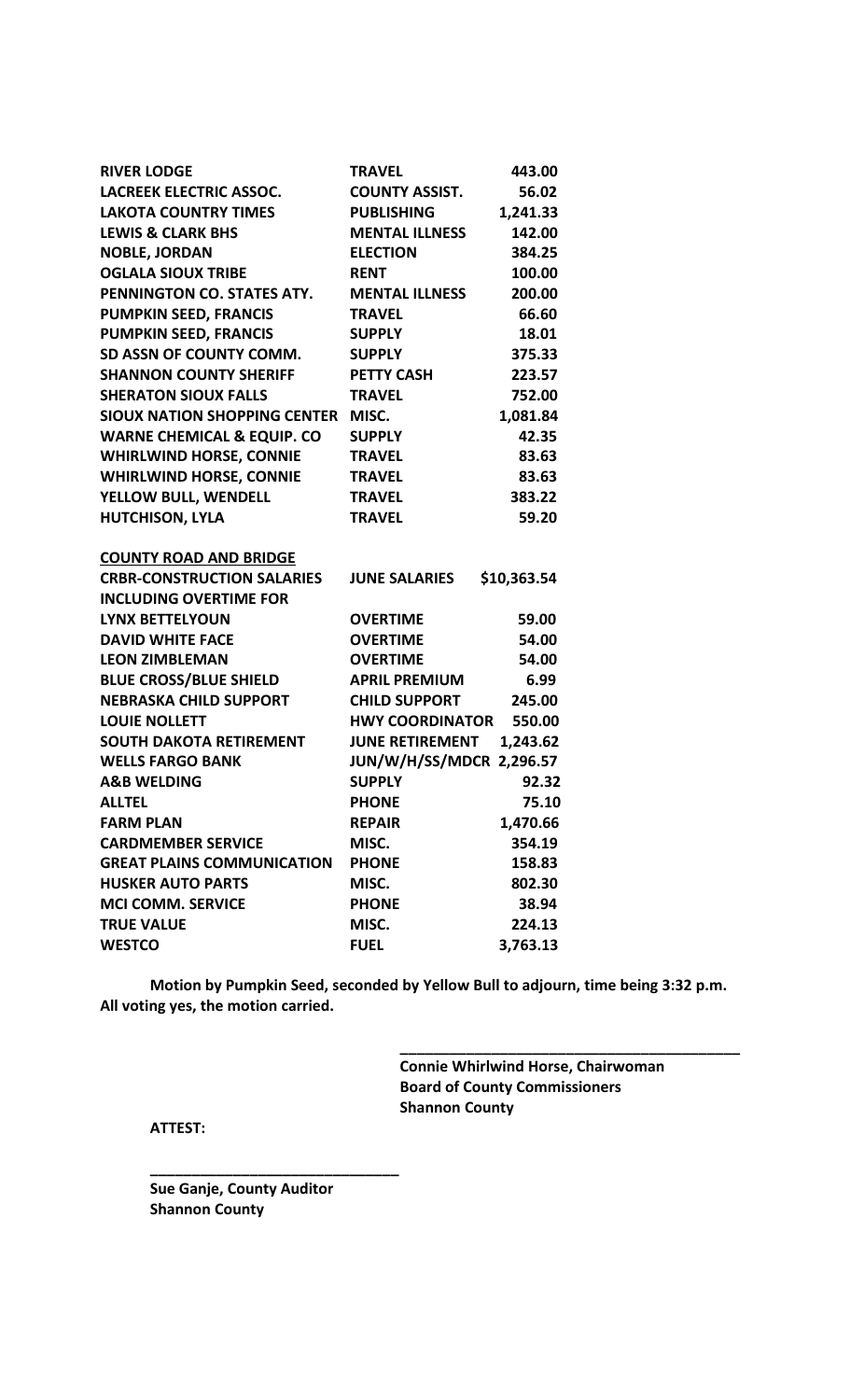| | | |
|---|---|---|
| **RIVER LODGE** | **TRAVEL** | **443.00** |
| **LACREEK ELECTRIC ASSOC.** | **COUNTY ASSIST.** | **56.02** |
| **LAKOTA COUNTRY TIMES** | **PUBLISHING** | **1,241.33** |
| **LEWIS & CLARK BHS** | **MENTAL ILLNESS** | **142.00** |
| **NOBLE, JORDAN** | **ELECTION** | **384.25** |
| **OGLALA SIOUX TRIBE** | **RENT** | **100.00** |
| **PENNINGTON CO. STATES ATY.** | **MENTAL ILLNESS** | **200.00** |
| **PUMPKIN SEED, FRANCIS** | **TRAVEL** | **66.60** |
| **PUMPKIN SEED, FRANCIS** | **SUPPLY** | **18.01** |
| **SD ASSN OF COUNTY COMM.** | **SUPPLY** | **375.33** |
| **SHANNON COUNTY SHERIFF** | **PETTY CASH** | **223.57** |
| **SHERATON SIOUX FALLS** | **TRAVEL** | **752.00** |
| **SIOUX NATION SHOPPING CENTER** | **MISC.** | **1,081.84** |
| **WARNE CHEMICAL & EQUIP. CO** | **SUPPLY** | **42.35** |
| **WHIRLWIND HORSE, CONNIE** | **TRAVEL** | **83.63** |
| **WHIRLWIND HORSE, CONNIE** | **TRAVEL** | **83.63** |
| **YELLOW BULL, WENDELL** | **TRAVEL** | **383.22** |
| **HUTCHISON, LYLA** | **TRAVEL** | **59.20** |

**COUNTY ROAD AND BRIDGE**

| | | |
|---|---|---|
| **CRBR-CONSTRUCTION SALARIES INCLUDING OVERTIME FOR** | **JUNE SALARIES** | **$10,363.54** |
| **LYNX BETTELYOUN** | **OVERTIME** | **59.00** |
| **DAVID WHITE FACE** | **OVERTIME** | **54.00** |
| **LEON ZIMBLEMAN** | **OVERTIME** | **54.00** |
| **BLUE CROSS/BLUE SHIELD** | **APRIL PREMIUM** | **6.99** |
| **NEBRASKA CHILD SUPPORT** | **CHILD SUPPORT** | **245.00** |
| **LOUIE NOLLETT** | **HWY COORDINATOR** | **550.00** |
| **SOUTH DAKOTA RETIREMENT** | **JUNE RETIREMENT** | **1,243.62** |
| **WELLS FARGO BANK** | **JUN/W/H/SS/MDCR** | **2,296.57** |
| **A&B WELDING** | **SUPPLY** | **92.32** |
| **ALLTEL** | **PHONE** | **75.10** |
| **FARM PLAN** | **REPAIR** | **1,470.66** |
| **CARDMEMBER SERVICE** | **MISC.** | **354.19** |
| **GREAT PLAINS COMMUNICATION** | **PHONE** | **158.83** |
| **HUSKER AUTO PARTS** | **MISC.** | **802.30** |
| **MCI COMM. SERVICE** | **PHONE** | **38.94** |
| **TRUE VALUE** | **MISC.** | **224.13** |
| **WESTCO** | **FUEL** | **3,763.13** |

**Motion by Pumpkin Seed, seconded by Yellow Bull to adjourn, time being 3:32 p.m. All voting yes, the motion carried.**

\_\_\_\_\_\_\_\_\_\_\_\_\_\_\_\_\_\_\_\_\_\_\_\_\_\_\_\_\_\_\_\_\_\_\_\_\_\_\_\_

**Connie Whirlwind Horse, Chairwoman**
**Board of County Commissioners**
**Shannon County**

**ATTEST:**

\_\_\_\_\_\_\_\_\_\_\_\_\_\_\_\_\_\_\_\_\_\_\_\_\_\_\_\_\_\_

**Sue Ganje, County Auditor**
**Shannon County**